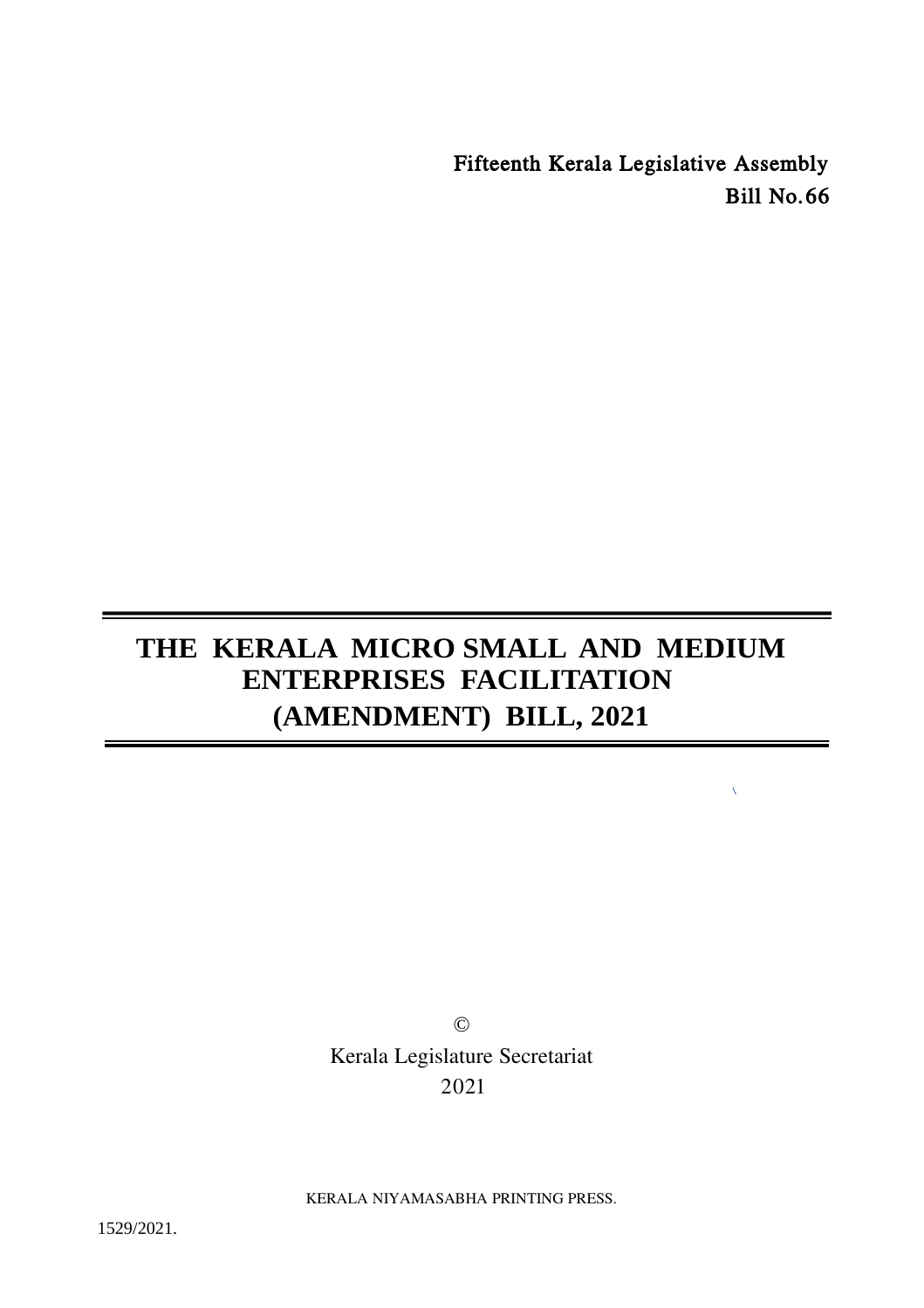Fifteenth Kerala Legislative Assembly

**Bill No.66**

# THE KERALA MICRO SMALL AND MEDIUM ENTERPRISES FACILITATION (AMENDMENT) BILL, 2021

©

Kerala Legislature Secretariat

2021

KERALA NIYAMASABHA PRINTING PRESS.

1529/2021.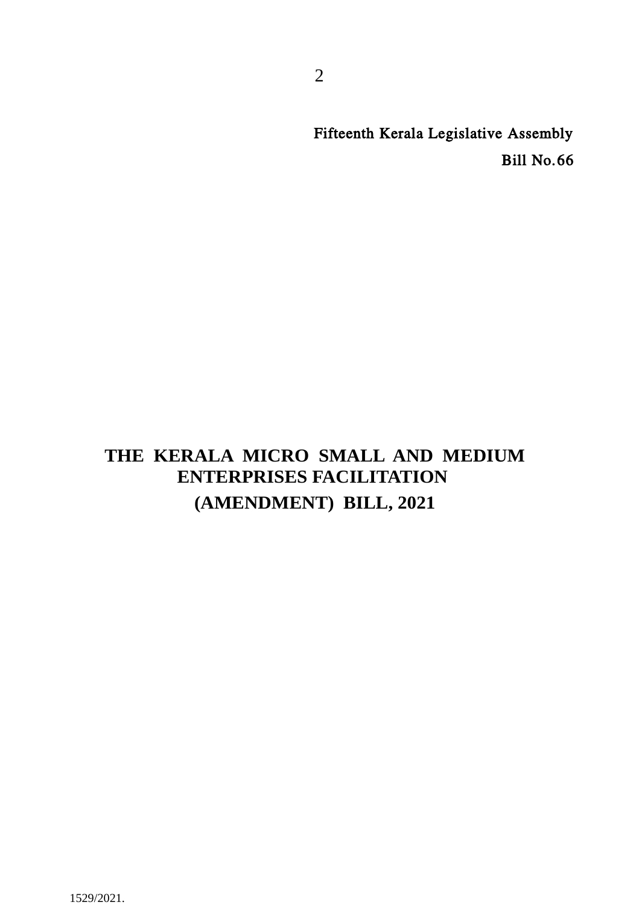Fifteenth Kerala Legislative Assembly

Bill No.66

# THE KERALA MICRO SMALL AND MEDIUM ENTERPRISES FACILITATION (AMENDMENT) BILL, 2021

1529/2021.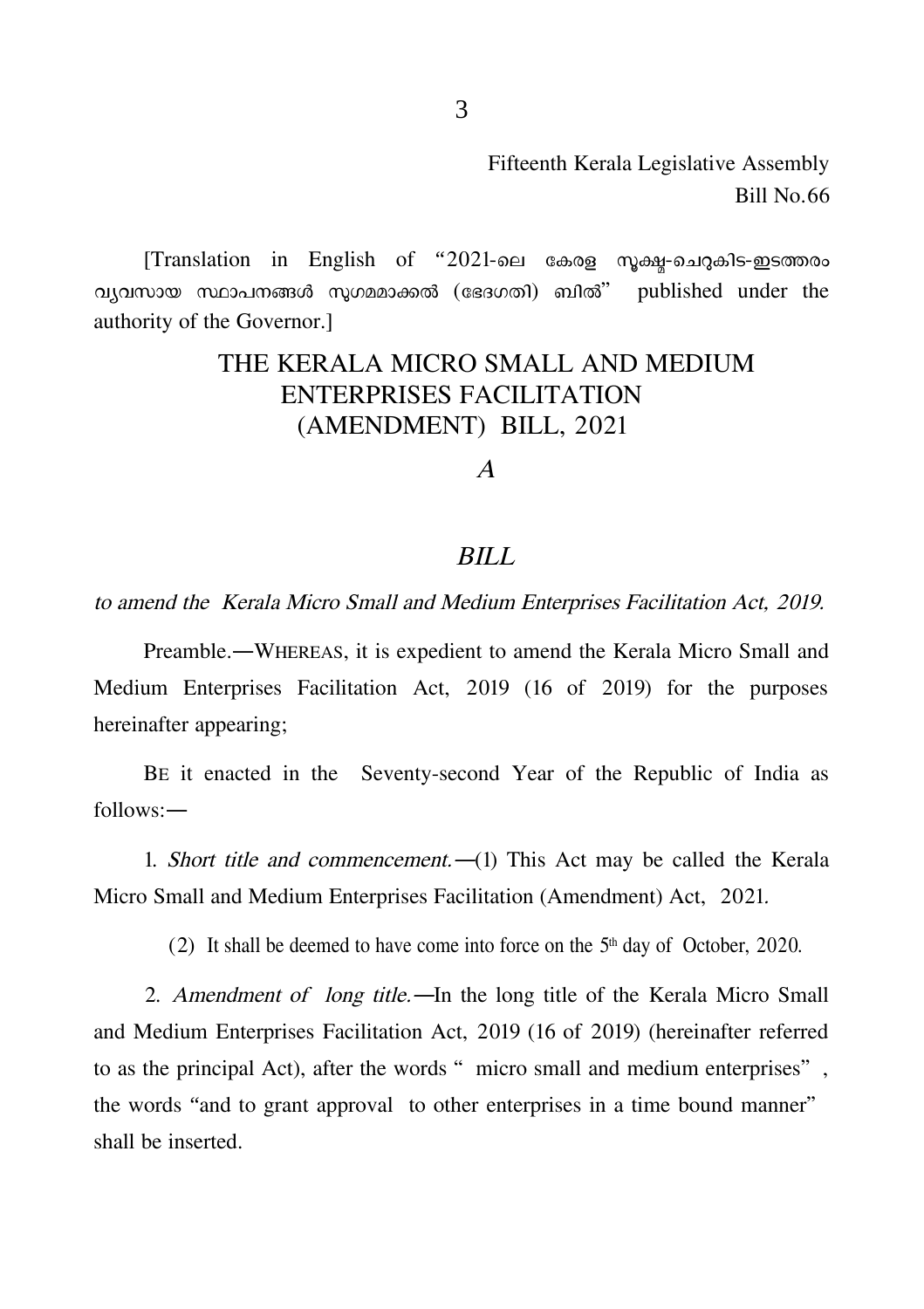Fifteenth Kerala Legislative Assembly
Bill No.66

[Translation in English of "2021-ലെ കേരള സൂക്ഷ്മ-ചെറുകിട-ഇടത്തരം വ്യവസായ സ്ഥാപനങ്ങൾ സുഗമമാക്കൽ (ഭേദഗതി) ബിൽ" published under the authority of the Governor.]

# THE KERALA MICRO SMALL AND MEDIUM ENTERPRISES FACILITATION (AMENDMENT) BILL, 2021

*A*

## *BILL*

*to amend the Kerala Micro Small and Medium Enterprises Facilitation Act, 2019.*

Preamble.—WHEREAS, it is expedient to amend the Kerala Micro Small and Medium Enterprises Facilitation Act, 2019 (16 of 2019) for the purposes hereinafter appearing;

BE it enacted in the Seventy-second Year of the Republic of India as follows:—

1. *Short title and commencement.*—(1) This Act may be called the Kerala Micro Small and Medium Enterprises Facilitation (Amendment) Act, 2021.

(2) It shall be deemed to have come into force on the 5th day of October, 2020.

2. *Amendment of long title.*—In the long title of the Kerala Micro Small and Medium Enterprises Facilitation Act, 2019 (16 of 2019) (hereinafter referred to as the principal Act), after the words " micro small and medium enterprises", the words "and to grant approval to other enterprises in a time bound manner" shall be inserted.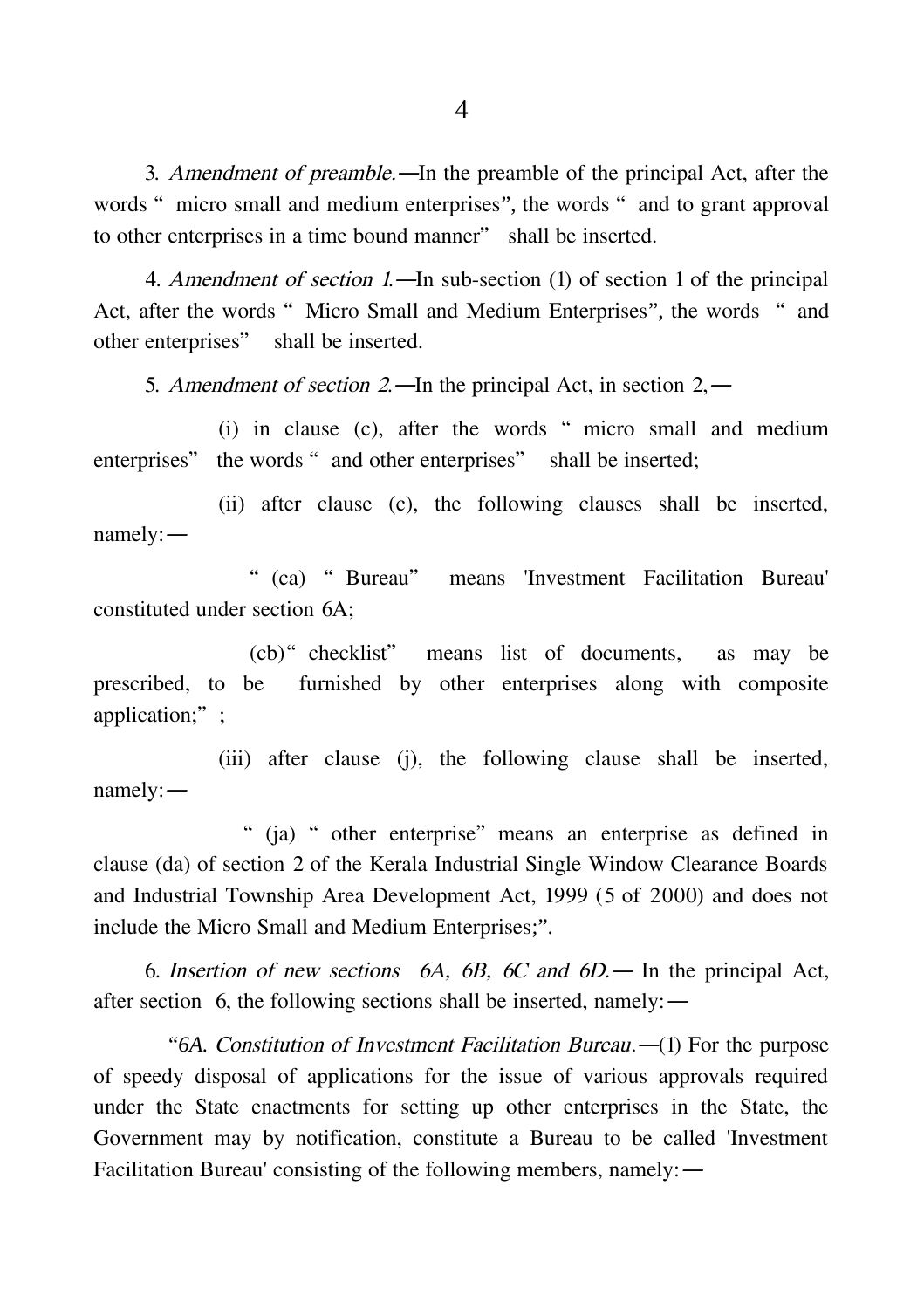3. *Amendment of preamble.*—In the preamble of the principal Act, after the words "micro small and medium enterprises", the words "and to grant approval to other enterprises in a time bound manner" shall be inserted.

4. *Amendment of section 1.*—In sub-section (1) of section 1 of the principal Act, after the words "Micro Small and Medium Enterprises", the words "and other enterprises" shall be inserted.

5. *Amendment of section 2.*—In the principal Act, in section 2,—

(i) in clause (c), after the words "micro small and medium enterprises" the words "and other enterprises" shall be inserted;

(ii) after clause (c), the following clauses shall be inserted, namely:—

"(ca) "Bureau" means 'Investment Facilitation Bureau' constituted under section 6A;

(cb) "checklist" means list of documents, as may be prescribed, to be furnished by other enterprises along with composite application;";

(iii) after clause (j), the following clause shall be inserted, namely:—

"(ja) "other enterprise" means an enterprise as defined in clause (da) of section 2 of the Kerala Industrial Single Window Clearance Boards and Industrial Township Area Development Act, 1999 (5 of 2000) and does not include the Micro Small and Medium Enterprises;".

6. *Insertion of new sections 6A, 6B, 6C and 6D.*— In the principal Act, after section 6, the following sections shall be inserted, namely:—

"*6A. Constitution of Investment Facilitation Bureau.*—(1) For the purpose of speedy disposal of applications for the issue of various approvals required under the State enactments for setting up other enterprises in the State, the Government may by notification, constitute a Bureau to be called 'Investment Facilitation Bureau' consisting of the following members, namely:—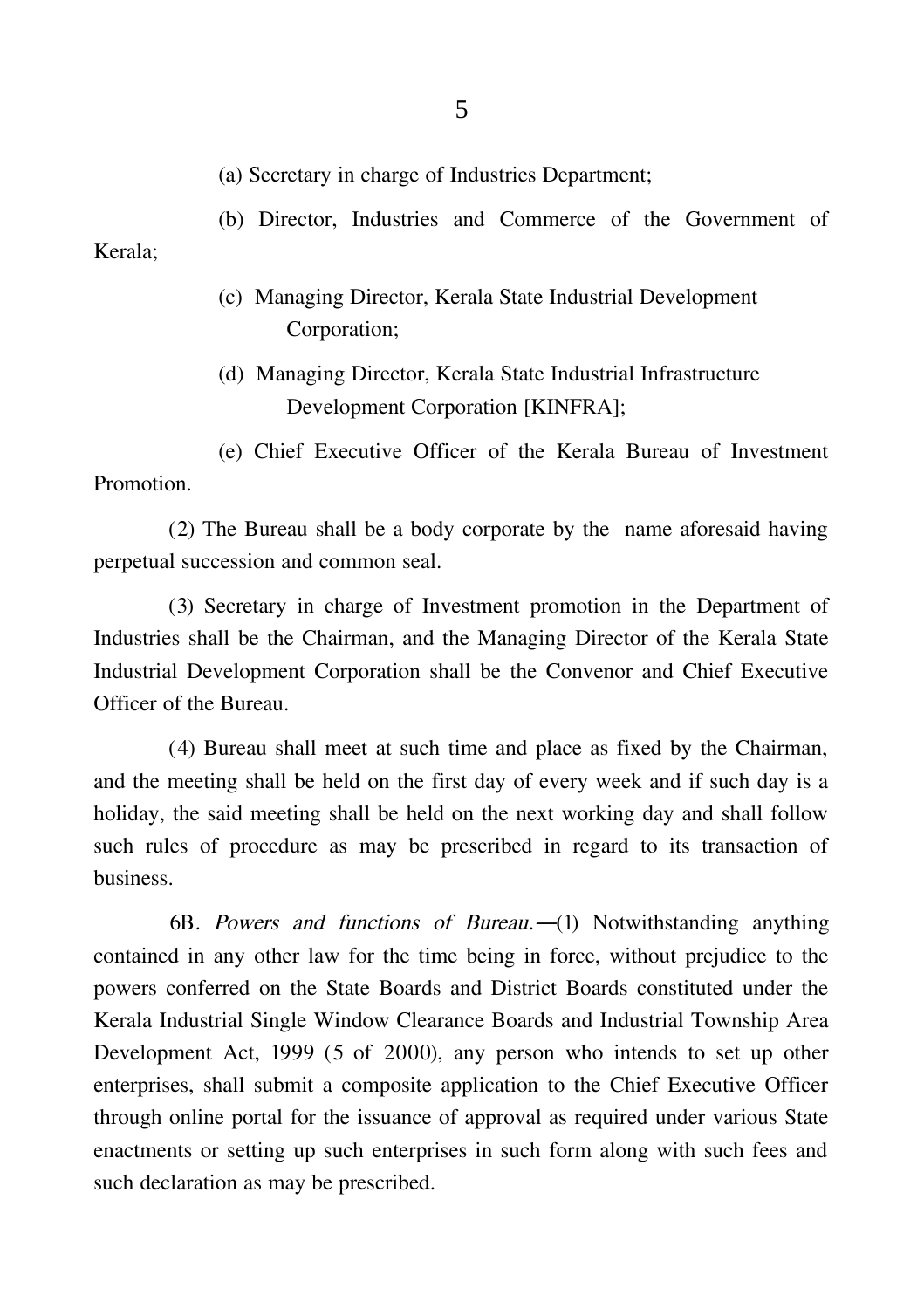(a) Secretary in charge of Industries Department;

(b) Director, Industries and Commerce of the Government of Kerala;

(c) Managing Director, Kerala State Industrial Development Corporation;

(d) Managing Director, Kerala State Industrial Infrastructure Development Corporation [KINFRA];

(e) Chief Executive Officer of the Kerala Bureau of Investment Promotion.

(2) The Bureau shall be a body corporate by the name aforesaid having perpetual succession and common seal.

(3) Secretary in charge of Investment promotion in the Department of Industries shall be the Chairman, and the Managing Director of the Kerala State Industrial Development Corporation shall be the Convenor and Chief Executive Officer of the Bureau.

(4) Bureau shall meet at such time and place as fixed by the Chairman, and the meeting shall be held on the first day of every week and if such day is a holiday, the said meeting shall be held on the next working day and shall follow such rules of procedure as may be prescribed in regard to its transaction of business.

6B. *Powers and functions of Bureau.*—(1) Notwithstanding anything contained in any other law for the time being in force, without prejudice to the powers conferred on the State Boards and District Boards constituted under the Kerala Industrial Single Window Clearance Boards and Industrial Township Area Development Act, 1999 (5 of 2000), any person who intends to set up other enterprises, shall submit a composite application to the Chief Executive Officer through online portal for the issuance of approval as required under various State enactments or setting up such enterprises in such form along with such fees and such declaration as may be prescribed.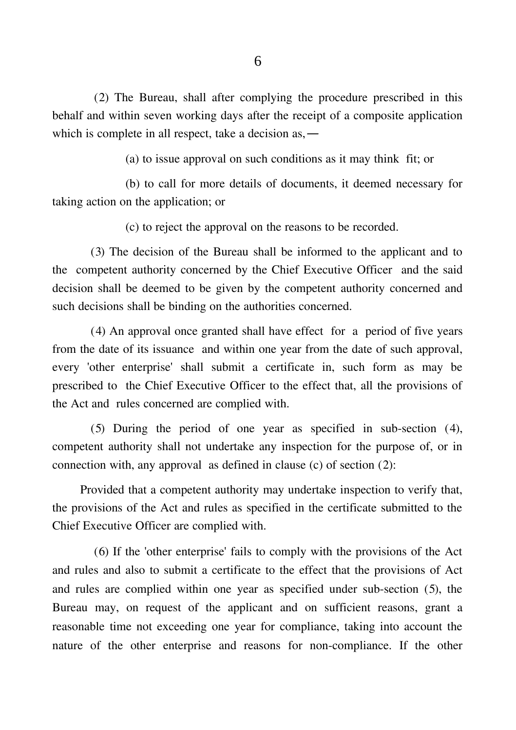(2) The Bureau, shall after complying the procedure prescribed in this behalf and within seven working days after the receipt of a composite application which is complete in all respect, take a decision as,—

(a) to issue approval on such conditions as it may think fit; or

(b) to call for more details of documents, it deemed necessary for taking action on the application; or

(c) to reject the approval on the reasons to be recorded.

(3) The decision of the Bureau shall be informed to the applicant and to the competent authority concerned by the Chief Executive Officer and the said decision shall be deemed to be given by the competent authority concerned and such decisions shall be binding on the authorities concerned.

(4) An approval once granted shall have effect for a period of five years from the date of its issuance and within one year from the date of such approval, every 'other enterprise' shall submit a certificate in, such form as may be prescribed to the Chief Executive Officer to the effect that, all the provisions of the Act and rules concerned are complied with.

(5) During the period of one year as specified in sub-section (4), competent authority shall not undertake any inspection for the purpose of, or in connection with, any approval as defined in clause (c) of section (2):

Provided that a competent authority may undertake inspection to verify that, the provisions of the Act and rules as specified in the certificate submitted to the Chief Executive Officer are complied with.

(6) If the 'other enterprise' fails to comply with the provisions of the Act and rules and also to submit a certificate to the effect that the provisions of Act and rules are complied within one year as specified under sub-section (5), the Bureau may, on request of the applicant and on sufficient reasons, grant a reasonable time not exceeding one year for compliance, taking into account the nature of the other enterprise and reasons for non-compliance. If the other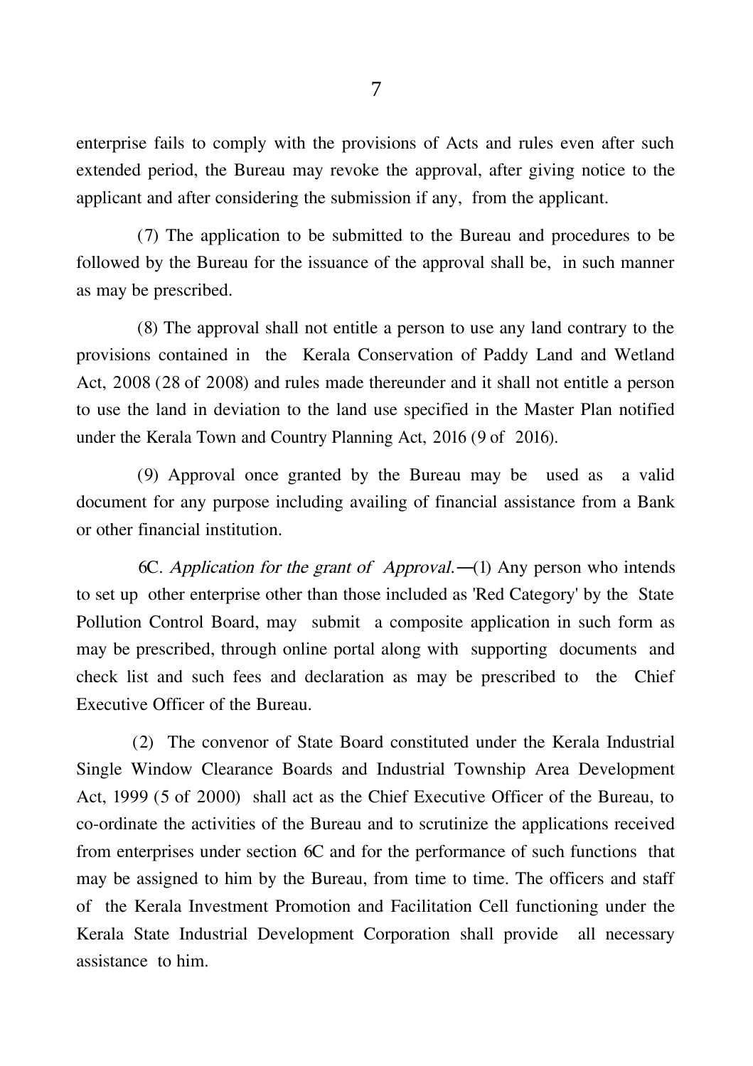enterprise fails to comply with the provisions of Acts and rules even after such extended period, the Bureau may revoke the approval, after giving notice to the applicant and after considering the submission if any, from the applicant.

(7) The application to be submitted to the Bureau and procedures to be followed by the Bureau for the issuance of the approval shall be, in such manner as may be prescribed.

(8) The approval shall not entitle a person to use any land contrary to the provisions contained in the Kerala Conservation of Paddy Land and Wetland Act, 2008 (28 of 2008) and rules made thereunder and it shall not entitle a person to use the land in deviation to the land use specified in the Master Plan notified under the Kerala Town and Country Planning Act, 2016 (9 of 2016).

(9) Approval once granted by the Bureau may be used as a valid document for any purpose including availing of financial assistance from a Bank or other financial institution.

6C. *Application for the grant of Approval.*—(1) Any person who intends to set up other enterprise other than those included as 'Red Category' by the State Pollution Control Board, may submit a composite application in such form as may be prescribed, through online portal along with supporting documents and check list and such fees and declaration as may be prescribed to the Chief Executive Officer of the Bureau.

(2) The convenor of State Board constituted under the Kerala Industrial Single Window Clearance Boards and Industrial Township Area Development Act, 1999 (5 of 2000) shall act as the Chief Executive Officer of the Bureau, to co-ordinate the activities of the Bureau and to scrutinize the applications received from enterprises under section 6C and for the performance of such functions that may be assigned to him by the Bureau, from time to time. The officers and staff of the Kerala Investment Promotion and Facilitation Cell functioning under the Kerala State Industrial Development Corporation shall provide all necessary assistance to him.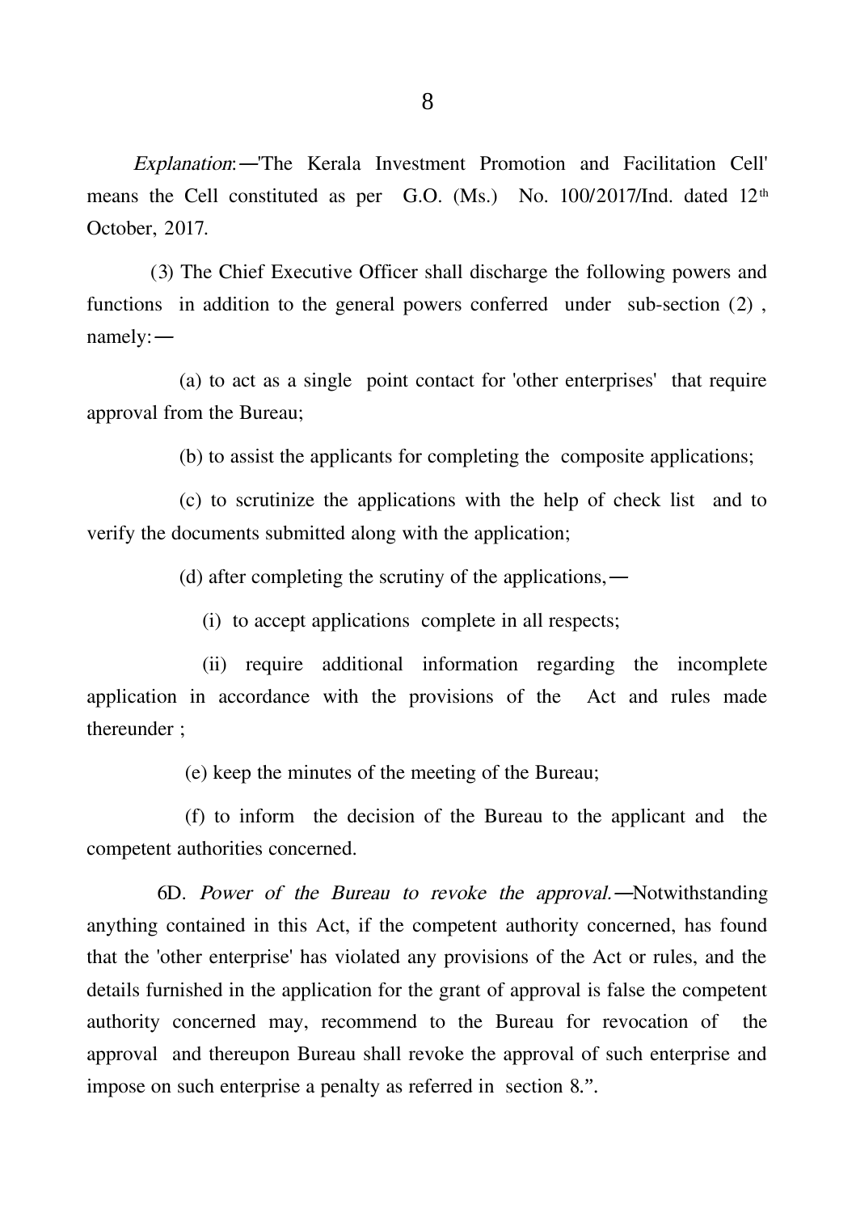*Explanation*:—'The Kerala Investment Promotion and Facilitation Cell' means the Cell constituted as per G.O. (Ms.) No. 100/2017/Ind. dated 12th October, 2017.

(3) The Chief Executive Officer shall discharge the following powers and functions in addition to the general powers conferred under sub-section (2) , namely:—

(a) to act as a single point contact for 'other enterprises' that require approval from the Bureau;

(b) to assist the applicants for completing the composite applications;

(c) to scrutinize the applications with the help of check list and to verify the documents submitted along with the application;

(d) after completing the scrutiny of the applications,—

(i) to accept applications complete in all respects;

(ii) require additional information regarding the incomplete application in accordance with the provisions of the Act and rules made thereunder ;

(e) keep the minutes of the meeting of the Bureau;

(f) to inform the decision of the Bureau to the applicant and the competent authorities concerned.

6D. *Power of the Bureau to revoke the approval.*—Notwithstanding anything contained in this Act, if the competent authority concerned, has found that the 'other enterprise' has violated any provisions of the Act or rules, and the details furnished in the application for the grant of approval is false the competent authority concerned may, recommend to the Bureau for revocation of the approval and thereupon Bureau shall revoke the approval of such enterprise and impose on such enterprise a penalty as referred in section 8.".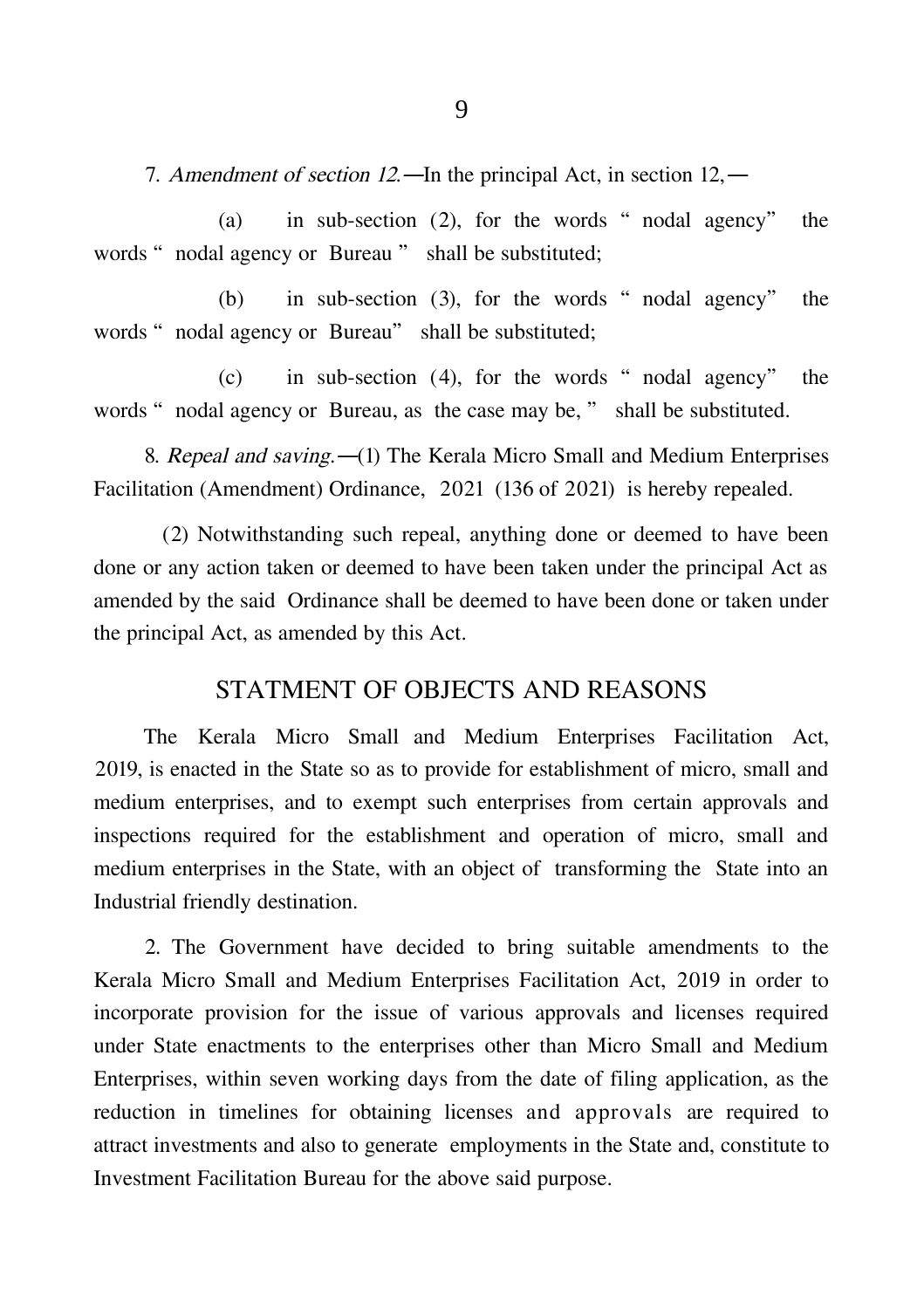7. *Amendment of section 12.*—In the principal Act, in section 12,—

(a) in sub-section (2), for the words " nodal agency" the words " nodal agency or Bureau " shall be substituted;

(b) in sub-section (3), for the words " nodal agency" the words " nodal agency or Bureau" shall be substituted;

(c) in sub-section (4), for the words " nodal agency" the words " nodal agency or Bureau, as the case may be, " shall be substituted.

8. *Repeal and saving.*—(1) The Kerala Micro Small and Medium Enterprises Facilitation (Amendment) Ordinance, 2021 (136 of 2021) is hereby repealed.

(2) Notwithstanding such repeal, anything done or deemed to have been done or any action taken or deemed to have been taken under the principal Act as amended by the said Ordinance shall be deemed to have been done or taken under the principal Act, as amended by this Act.

## STATMENT OF OBJECTS AND REASONS

The Kerala Micro Small and Medium Enterprises Facilitation Act, 2019, is enacted in the State so as to provide for establishment of micro, small and medium enterprises, and to exempt such enterprises from certain approvals and inspections required for the establishment and operation of micro, small and medium enterprises in the State, with an object of transforming the State into an Industrial friendly destination.

2. The Government have decided to bring suitable amendments to the Kerala Micro Small and Medium Enterprises Facilitation Act, 2019 in order to incorporate provision for the issue of various approvals and licenses required under State enactments to the enterprises other than Micro Small and Medium Enterprises, within seven working days from the date of filing application, as the reduction in timelines for obtaining licenses and approvals are required to attract investments and also to generate employments in the State and, constitute to Investment Facilitation Bureau for the above said purpose.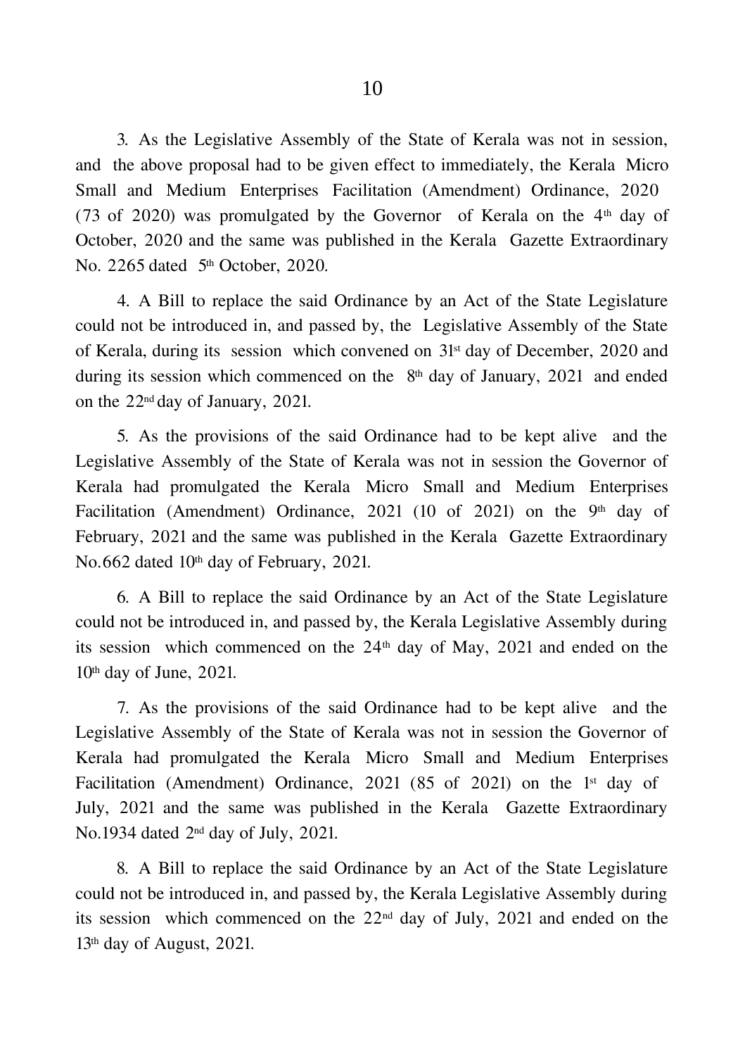3. As the Legislative Assembly of the State of Kerala was not in session, and the above proposal had to be given effect to immediately, the Kerala Micro Small and Medium Enterprises Facilitation (Amendment) Ordinance, 2020 (73 of 2020) was promulgated by the Governor of Kerala on the 4th day of October, 2020 and the same was published in the Kerala Gazette Extraordinary No. 2265 dated 5th October, 2020.

4. A Bill to replace the said Ordinance by an Act of the State Legislature could not be introduced in, and passed by, the Legislative Assembly of the State of Kerala, during its session which convened on 31st day of December, 2020 and during its session which commenced on the 8th day of January, 2021 and ended on the 22nd day of January, 2021.

5. As the provisions of the said Ordinance had to be kept alive and the Legislative Assembly of the State of Kerala was not in session the Governor of Kerala had promulgated the Kerala Micro Small and Medium Enterprises Facilitation (Amendment) Ordinance, 2021 (10 of 2021) on the 9th day of February, 2021 and the same was published in the Kerala Gazette Extraordinary No.662 dated 10th day of February, 2021.

6. A Bill to replace the said Ordinance by an Act of the State Legislature could not be introduced in, and passed by, the Kerala Legislative Assembly during its session which commenced on the 24th day of May, 2021 and ended on the 10th day of June, 2021.

7. As the provisions of the said Ordinance had to be kept alive and the Legislative Assembly of the State of Kerala was not in session the Governor of Kerala had promulgated the Kerala Micro Small and Medium Enterprises Facilitation (Amendment) Ordinance, 2021 (85 of 2021) on the 1st day of July, 2021 and the same was published in the Kerala Gazette Extraordinary No.1934 dated 2nd day of July, 2021.

8. A Bill to replace the said Ordinance by an Act of the State Legislature could not be introduced in, and passed by, the Kerala Legislative Assembly during its session which commenced on the 22nd day of July, 2021 and ended on the 13th day of August, 2021.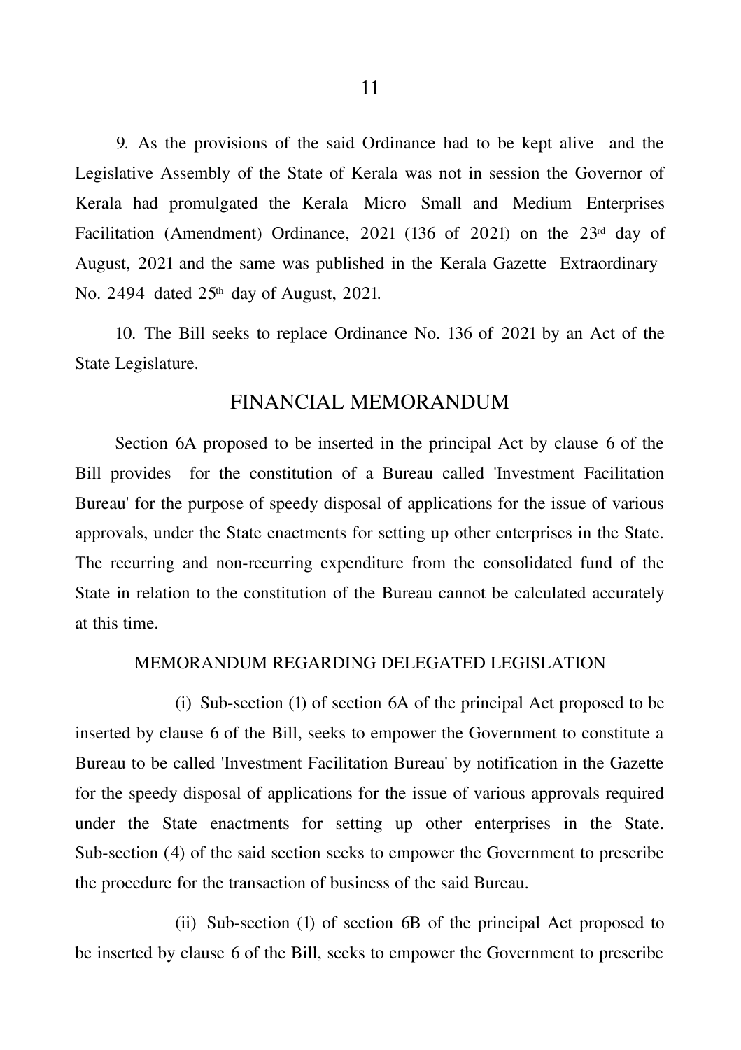9. As the provisions of the said Ordinance had to be kept alive and the Legislative Assembly of the State of Kerala was not in session the Governor of Kerala had promulgated the Kerala Micro Small and Medium Enterprises Facilitation (Amendment) Ordinance, 2021 (136 of 2021) on the 23rd day of August, 2021 and the same was published in the Kerala Gazette Extraordinary No. 2494 dated 25th day of August, 2021.

10. The Bill seeks to replace Ordinance No. 136 of 2021 by an Act of the State Legislature.

## FINANCIAL MEMORANDUM

Section 6A proposed to be inserted in the principal Act by clause 6 of the Bill provides for the constitution of a Bureau called 'Investment Facilitation Bureau' for the purpose of speedy disposal of applications for the issue of various approvals, under the State enactments for setting up other enterprises in the State. The recurring and non-recurring expenditure from the consolidated fund of the State in relation to the constitution of the Bureau cannot be calculated accurately at this time.

### MEMORANDUM REGARDING DELEGATED LEGISLATION

(i) Sub-section (1) of section 6A of the principal Act proposed to be inserted by clause 6 of the Bill, seeks to empower the Government to constitute a Bureau to be called 'Investment Facilitation Bureau' by notification in the Gazette for the speedy disposal of applications for the issue of various approvals required under the State enactments for setting up other enterprises in the State. Sub-section (4) of the said section seeks to empower the Government to prescribe the procedure for the transaction of business of the said Bureau.

(ii) Sub-section (1) of section 6B of the principal Act proposed to be inserted by clause 6 of the Bill, seeks to empower the Government to prescribe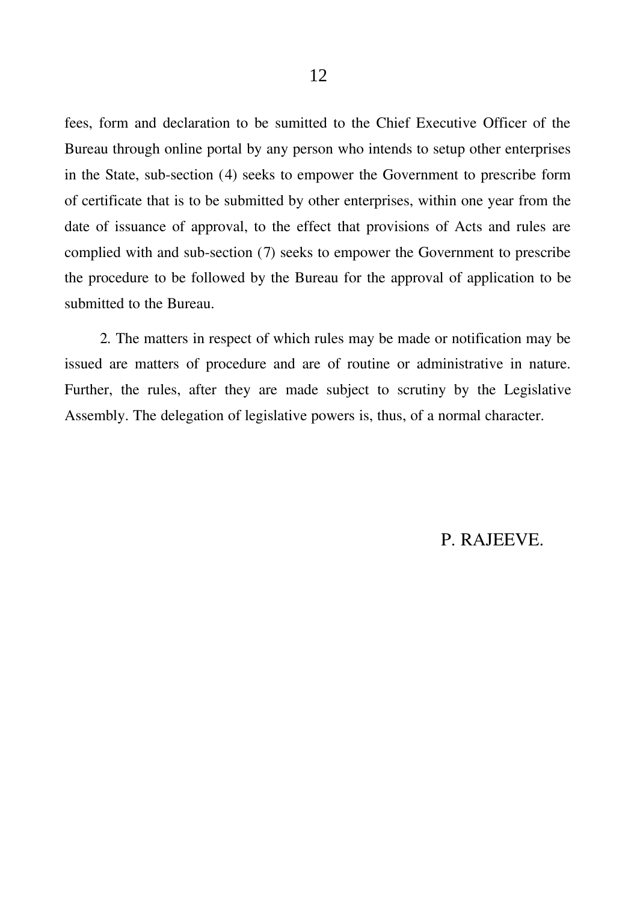fees, form and declaration to be sumitted to the Chief Executive Officer of the Bureau through online portal by any person who intends to setup other enterprises in the State, sub-section (4) seeks to empower the Government to prescribe form of certificate that is to be submitted by other enterprises, within one year from the date of issuance of approval, to the effect that provisions of Acts and rules are complied with and sub-section (7) seeks to empower the Government to prescribe the procedure to be followed by the Bureau for the approval of application to be submitted to the Bureau.

2. The matters in respect of which rules may be made or notification may be issued are matters of procedure and are of routine or administrative in nature. Further, the rules, after they are made subject to scrutiny by the Legislative Assembly. The delegation of legislative powers is, thus, of a normal character.

P. RAJEEVE.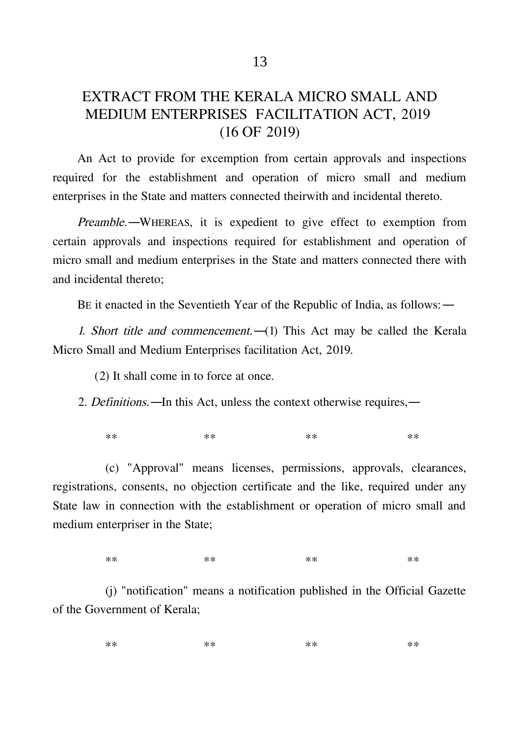# EXTRACT FROM THE KERALA MICRO SMALL AND MEDIUM ENTERPRISES FACILITATION ACT, 2019 (16 OF 2019)

An Act to provide for excemption from certain approvals and inspections required for the establishment and operation of micro small and medium enterprises in the State and matters connected theirwith and incidental thereto.

*Preamble.*—WHEREAS, it is expedient to give effect to exemption from certain approvals and inspections required for establishment and operation of micro small and medium enterprises in the State and matters connected there with and incidental thereto;

BE it enacted in the Seventieth Year of the Republic of India, as follows:—

*1. Short title and commencement.*—(1) This Act may be called the Kerala Micro Small and Medium Enterprises facilitation Act, 2019.

(2) It shall come in to force at once.

2. *Definitions.*—In this Act, unless the context otherwise requires,—

** ** ** **

(c) "Approval" means licenses, permissions, approvals, clearances, registrations, consents, no objection certificate and the like, required under any State law in connection with the establishment or operation of micro small and medium enterpriser in the State;

** ** ** **

(j) "notification" means a notification published in the Official Gazette of the Government of Kerala;

** ** ** **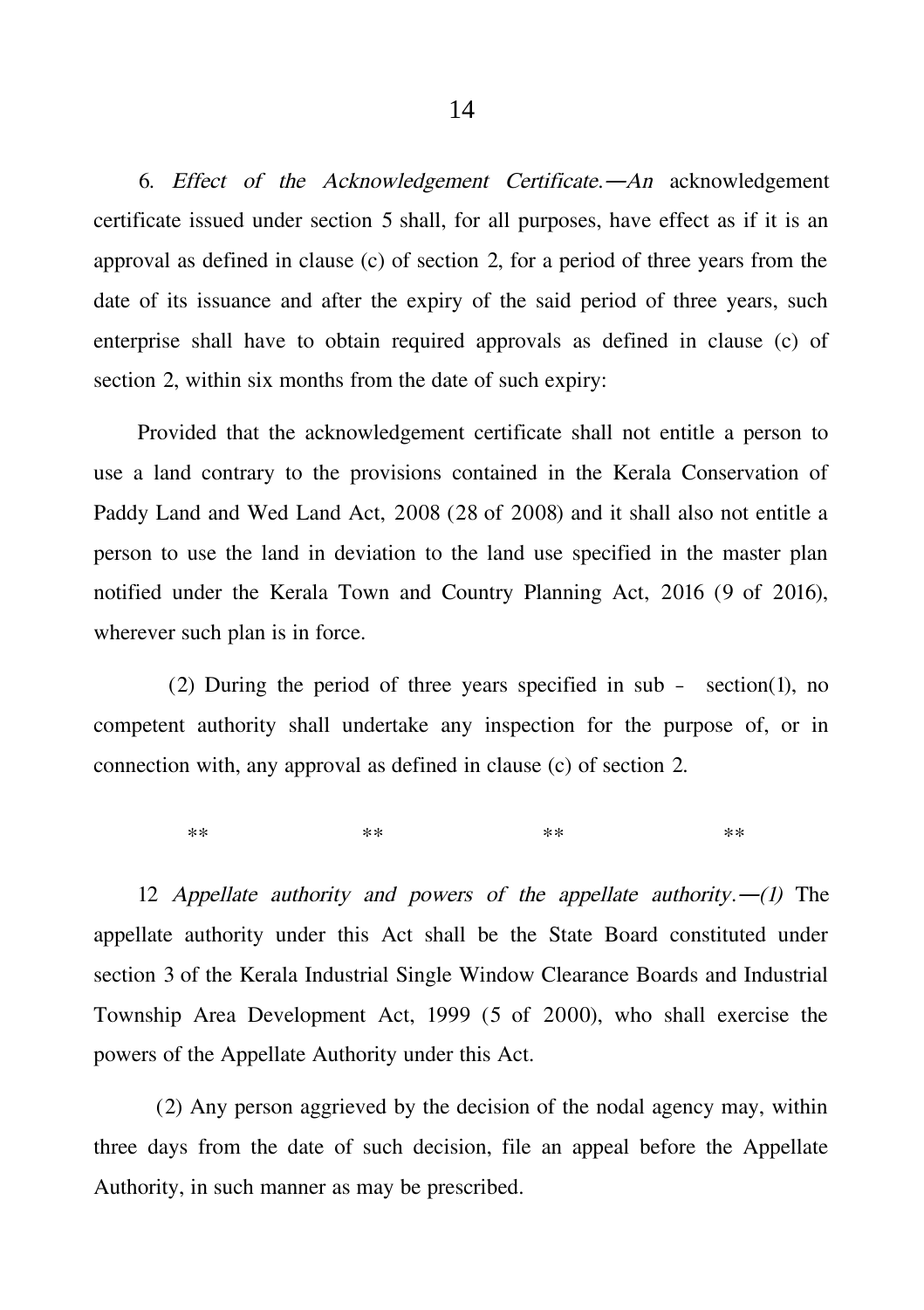6. *Effect of the Acknowledgement Certificate.―An* acknowledgement certificate issued under section 5 shall, for all purposes, have effect as if it is an approval as defined in clause (c) of section 2, for a period of three years from the date of its issuance and after the expiry of the said period of three years, such enterprise shall have to obtain required approvals as defined in clause (c) of section 2, within six months from the date of such expiry:

Provided that the acknowledgement certificate shall not entitle a person to use a land contrary to the provisions contained in the Kerala Conservation of Paddy Land and Wed Land Act, 2008 (28 of 2008) and it shall also not entitle a person to use the land in deviation to the land use specified in the master plan notified under the Kerala Town and Country Planning Act, 2016 (9 of 2016), wherever such plan is in force.

(2) During the period of three years specified in sub - section(1), no competent authority shall undertake any inspection for the purpose of, or in connection with, any approval as defined in clause (c) of section 2.

** ** ** **

12 *Appellate authority and powers of the appellate authority.―(1)* The appellate authority under this Act shall be the State Board constituted under section 3 of the Kerala Industrial Single Window Clearance Boards and Industrial Township Area Development Act, 1999 (5 of 2000), who shall exercise the powers of the Appellate Authority under this Act.

(2) Any person aggrieved by the decision of the nodal agency may, within three days from the date of such decision, file an appeal before the Appellate Authority, in such manner as may be prescribed.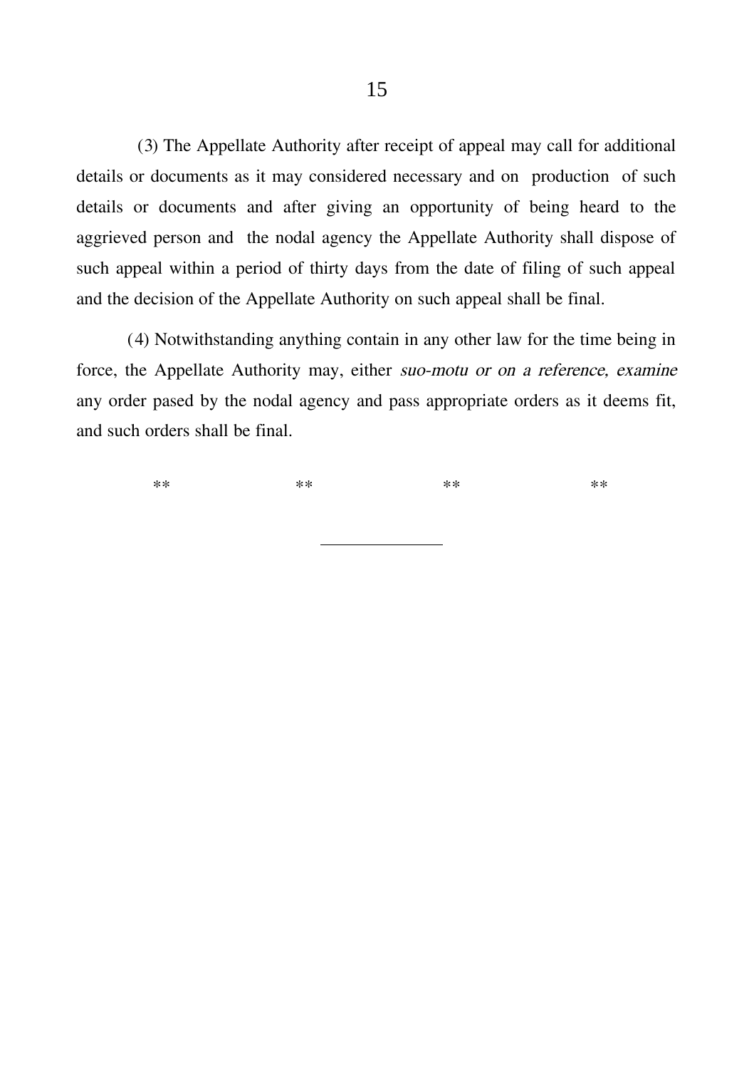(3) The Appellate Authority after receipt of appeal may call for additional details or documents as it may considered necessary and on production of such details or documents and after giving an opportunity of being heard to the aggrieved person and the nodal agency the Appellate Authority shall dispose of such appeal within a period of thirty days from the date of filing of such appeal and the decision of the Appellate Authority on such appeal shall be final.

(4) Notwithstanding anything contain in any other law for the time being in force, the Appellate Authority may, either *suo-motu or on a reference, examine* any order pased by the nodal agency and pass appropriate orders as it deems fit, and such orders shall be final.

** ** ** **

---